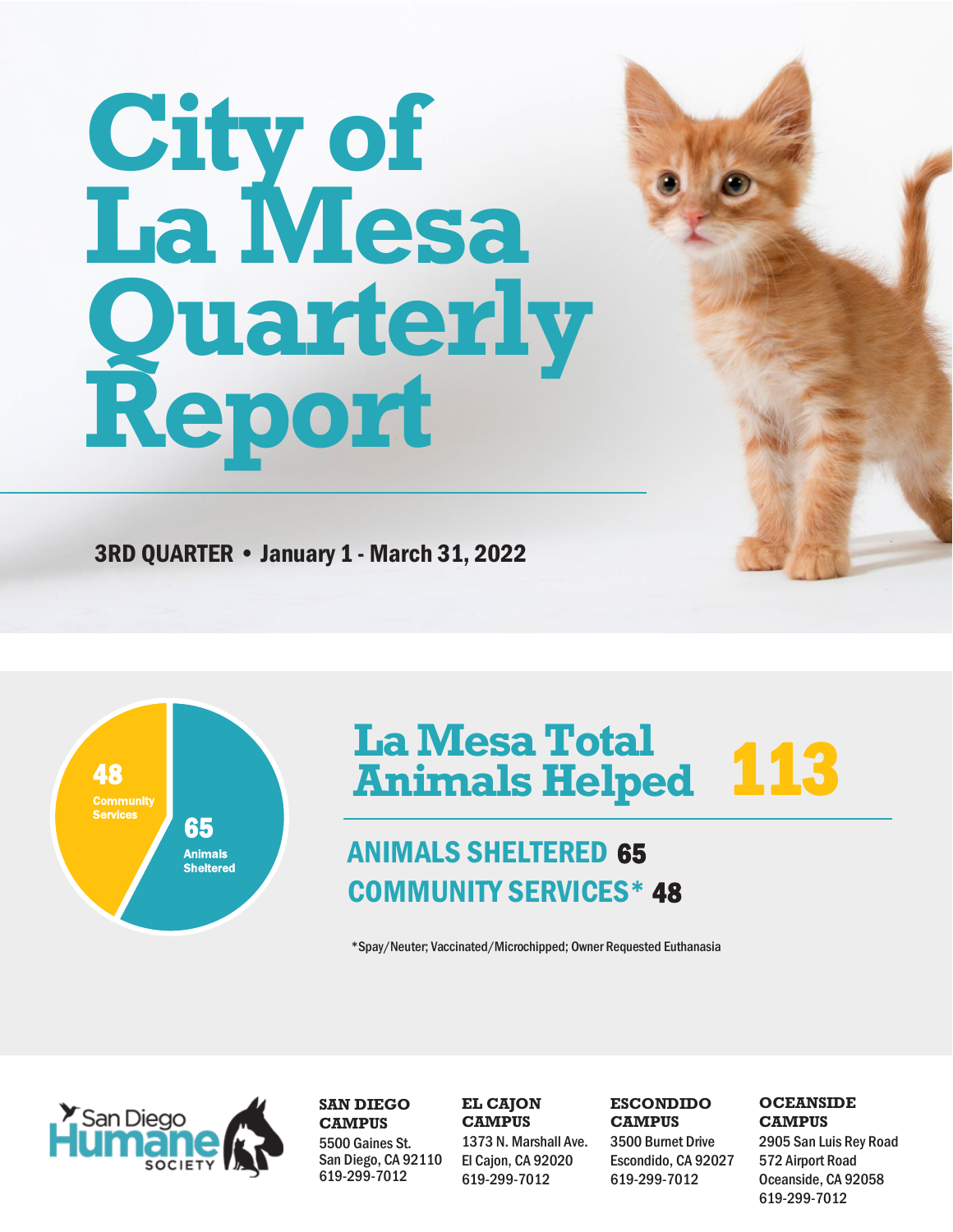# City of La Mesa Quarterly Report

**3RD QUARTER • January 1 - March 31, 2022**

48 Community Services

65 Animals Sheltered

## La Mesa Total Animals Helped 113

**ANIMALS SHELTERED** 65

**COMMUNITY SERVICES*** 48

*Spay/Neuter; Vaccinated/Microchipped; Owner Requested Euthanasia

San Diego Humane Society

**SAN DIEGO CAMPUS**
5500 Gaines St.
San Diego, CA 92110
619-299-7012

**EL CAJON CAMPUS**
1373 N. Marshall Ave.
El Cajon, CA 92020
619-299-7012

**ESCONDIDO CAMPUS**
3500 Burnet Drive
Escondido, CA 92027
619-299-7012

**OCEANSIDE CAMPUS**
2905 San Luis Rey Road
572 Airport Road
Oceanside, CA 92058
619-299-7012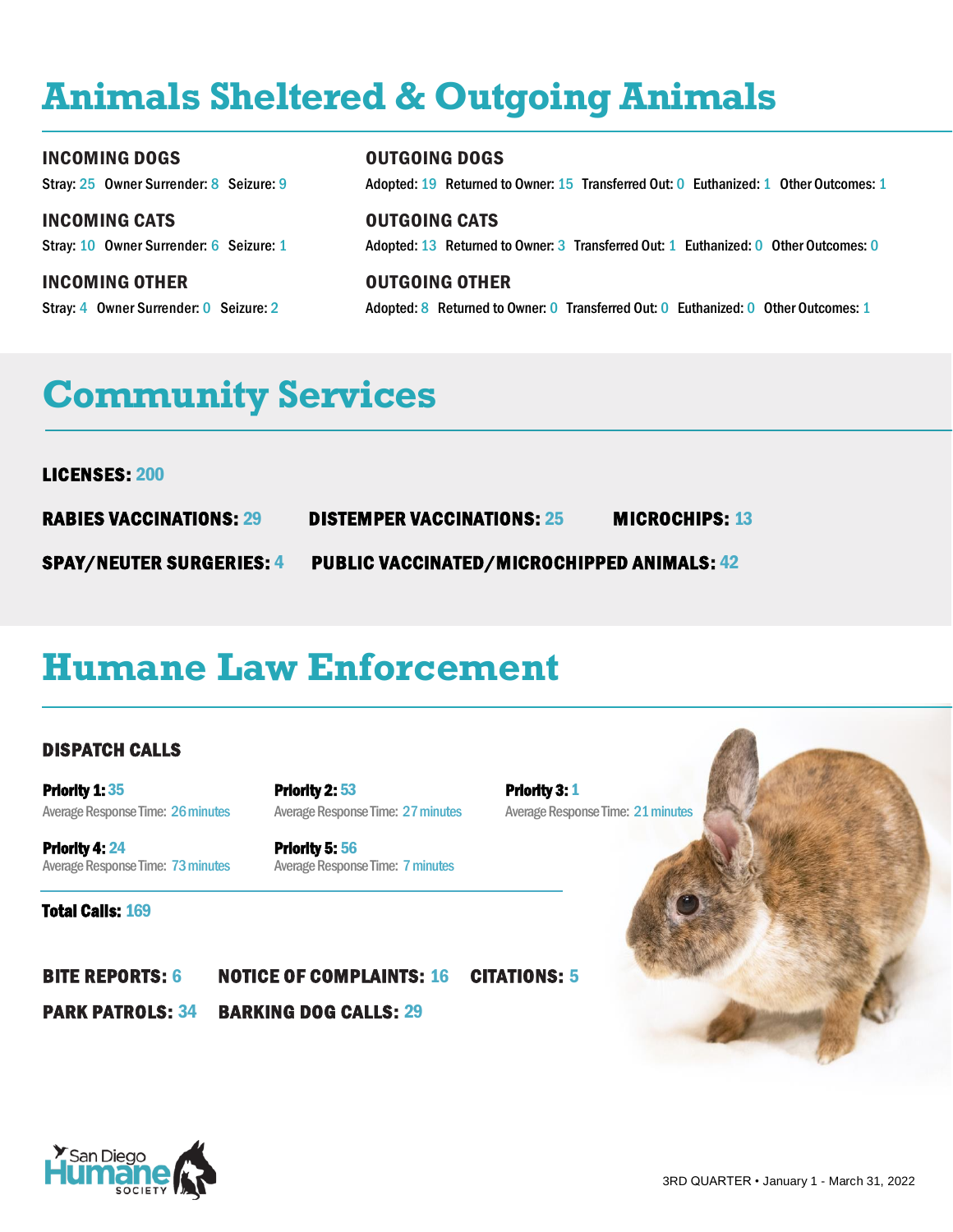# Animals Sheltered & Outgoing Animals

### INCOMING DOGS
Stray: 25 Owner Surrender: 8 Seizure: 9

### INCOMING CATS
Stray: 10 Owner Surrender: 6 Seizure: 1

### INCOMING OTHER
Stray: 4 Owner Surrender: 0 Seizure: 2

### OUTGOING DOGS
Adopted: 19 Returned to Owner: 15 Transferred Out: 0 Euthanized: 1 Other Outcomes: 1

### OUTGOING CATS
Adopted: 13 Returned to Owner: 3 Transferred Out: 1 Euthanized: 0 Other Outcomes: 0

### OUTGOING OTHER
Adopted: 8 Returned to Owner: 0 Transferred Out: 0 Euthanized: 0 Other Outcomes: 1

# Community Services

**LICENSES:** 200

**RABIES VACCINATIONS:** 29 **DISTEMPER VACCINATIONS:** 25 **MICROCHIPS:** 13

**SPAY/NEUTER SURGERIES:** 4 **PUBLIC VACCINATED/MICROCHIPPED ANIMALS:** 42

# Humane Law Enforcement

### DISPATCH CALLS

**Priority 1:** 35
Average Response Time: 26 minutes

**Priority 2:** 53
Average Response Time: 27 minutes

**Priority 3:** 1
Average Response Time: 21 minutes

**Priority 4:** 24
Average Response Time: 73 minutes

**Priority 5:** 56
Average Response Time: 7 minutes

**Total Calls:** 169

**BITE REPORTS:** 6 **NOTICE OF COMPLAINTS:** 16 **CITATIONS:** 5

**PARK PATROLS:** 34 **BARKING DOG CALLS:** 29

San Diego Humane Society

3RD QUARTER • January 1 - March 31, 2022